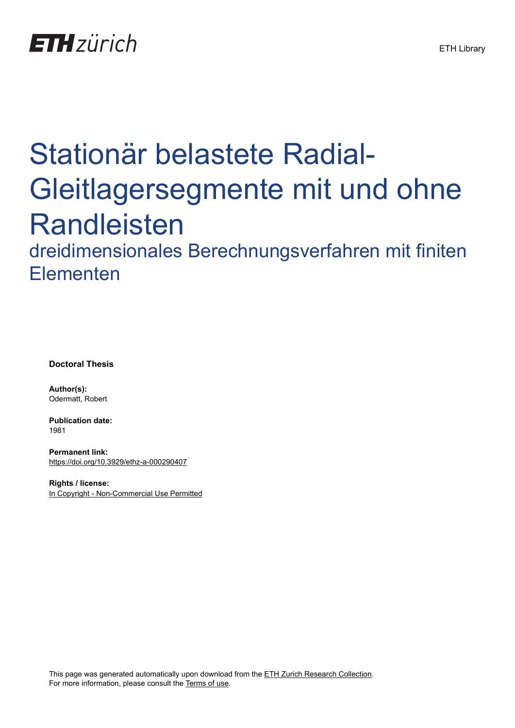ETH zürich

ETH Library

# Stationär belastete Radial-Gleitlagersegmente mit und ohne Randleisten

## dreidimensionales Berechnungsverfahren mit finiten Elementen

**Doctoral Thesis**

**Author(s):**
Odermatt, Robert

**Publication date:**
1981

**Permanent link:**
https://doi.org/10.3929/ethz-a-000290407

**Rights / license:**
In Copyright - Non-Commercial Use Permitted

This page was generated automatically upon download from the ETH Zurich Research Collection.
For more information, please consult the Terms of use.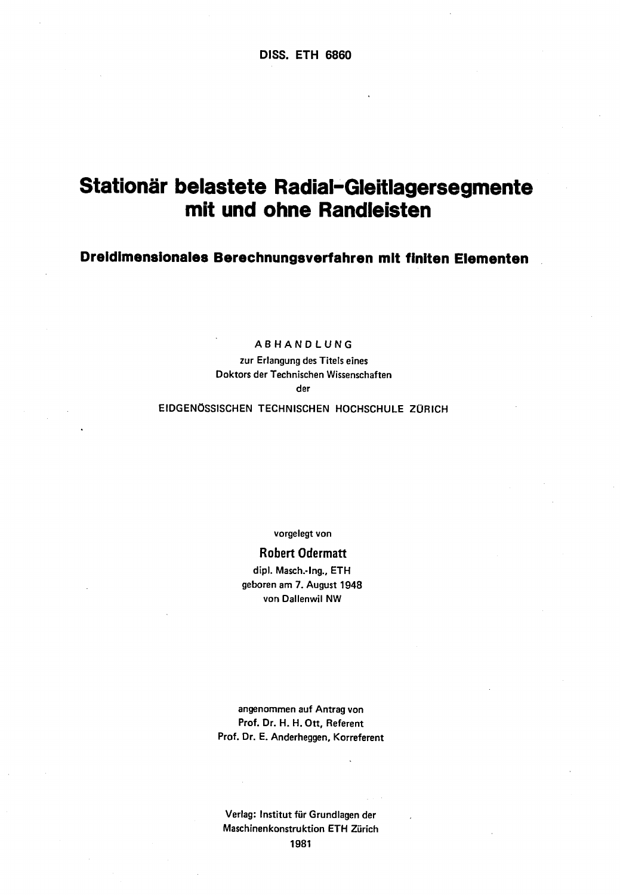DISS. ETH 6860

# Stationär belastete Radial-Gleitlagersegmente mit und ohne Randleisten

## Dreidimensionales Berechnungsverfahren mit finiten Elementen

ABHANDLUNG
zur Erlangung des Titels eines
Doktors der Technischen Wissenschaften
der
EIDGENÖSSISCHEN TECHNISCHEN HOCHSCHULE ZÜRICH

vorgelegt von

**Robert Odermatt**
dipl. Masch.-Ing., ETH
geboren am 7. August 1948
von Dallenwil NW

angenommen auf Antrag von
Prof. Dr. H. H. Ott, Referent
Prof. Dr. E. Anderheggen, Korreferent

Verlag: Institut für Grundlagen der
Maschinenkonstruktion ETH Zürich
1981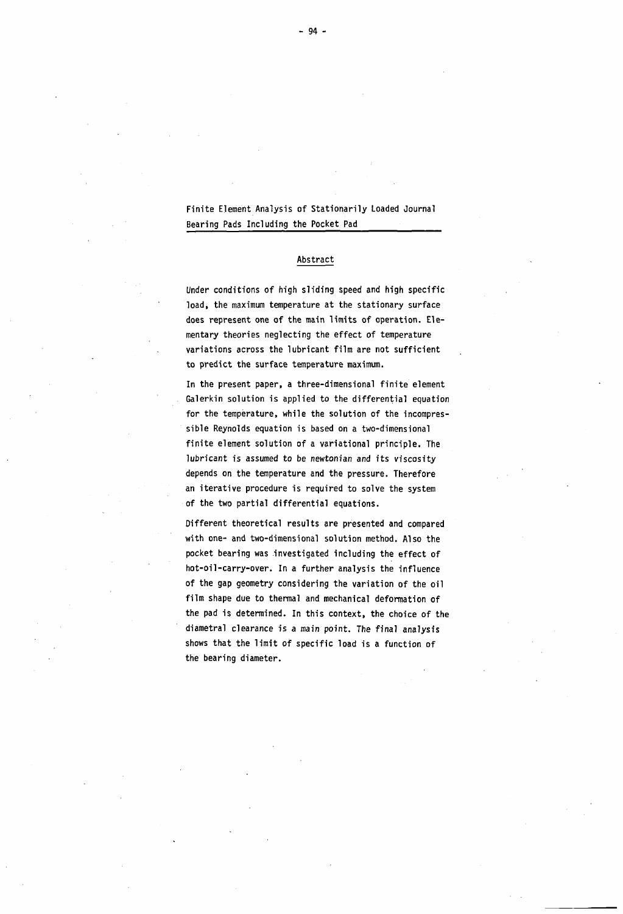# Finite Element Analysis of Stationarily Loaded Journal Bearing Pads Including the Pocket Pad

## Abstract

Under conditions of high sliding speed and high specific load, the maximum temperature at the stationary surface does represent one of the main limits of operation. Elementary theories neglecting the effect of temperature variations across the lubricant film are not sufficient to predict the surface temperature maximum.

In the present paper, a three-dimensional finite element Galerkin solution is applied to the differential equation for the temperature, while the solution of the incompressible Reynolds equation is based on a two-dimensional finite element solution of a variational principle. The lubricant is assumed to be newtonian and its viscosity depends on the temperature and the pressure. Therefore an iterative procedure is required to solve the system of the two partial differential equations.

Different theoretical results are presented and compared with one- and two-dimensional solution method. Also the pocket bearing was investigated including the effect of hot-oil-carry-over. In a further analysis the influence of the gap geometry considering the variation of the oil film shape due to thermal and mechanical deformation of the pad is determined. In this context, the choice of the diametral clearance is a main point. The final analysis shows that the limit of specific load is a function of the bearing diameter.